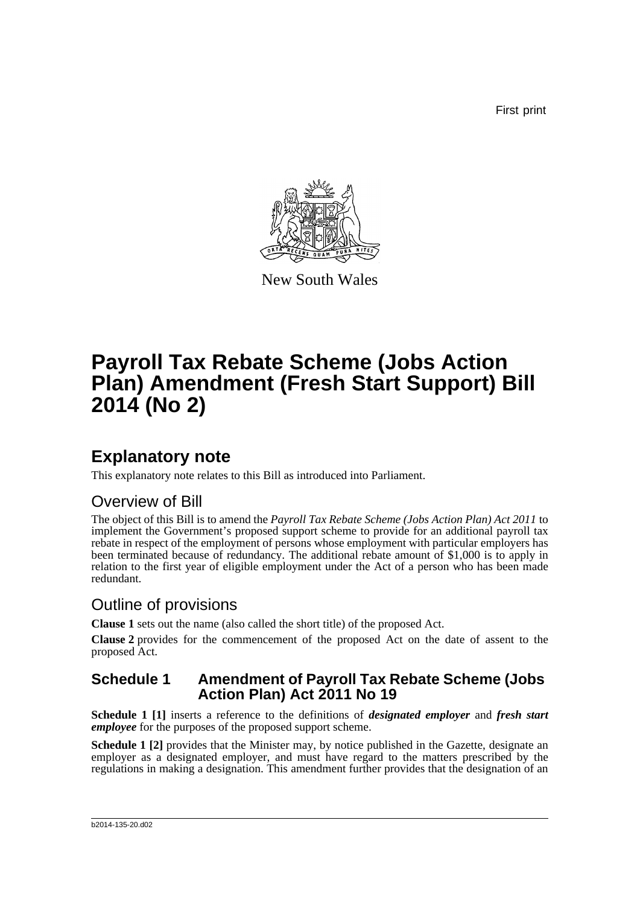First print

New South Wales

# Payroll Tax Rebate Scheme (Jobs Action Plan) Amendment (Fresh Start Support) Bill 2014 (No 2)

## Explanatory note

This explanatory note relates to this Bill as introduced into Parliament.

### Overview of Bill

The object of this Bill is to amend the *Payroll Tax Rebate Scheme (Jobs Action Plan) Act 2011* to implement the Government's proposed support scheme to provide for an additional payroll tax rebate in respect of the employment of persons whose employment with particular employers has been terminated because of redundancy. The additional rebate amount of $1,000 is to apply in relation to the first year of eligible employment under the Act of a person who has been made redundant.

### Outline of provisions

**Clause 1** sets out the name (also called the short title) of the proposed Act.

**Clause 2** provides for the commencement of the proposed Act on the date of assent to the proposed Act.

#### Schedule 1 Amendment of Payroll Tax Rebate Scheme (Jobs Action Plan) Act 2011 No 19

**Schedule 1 [1]** inserts a reference to the definitions of ***designated employer*** and ***fresh start employee*** for the purposes of the proposed support scheme.

**Schedule 1 [2]** provides that the Minister may, by notice published in the Gazette, designate an employer as a designated employer, and must have regard to the matters prescribed by the regulations in making a designation. This amendment further provides that the designation of an

b2014-135-20.d02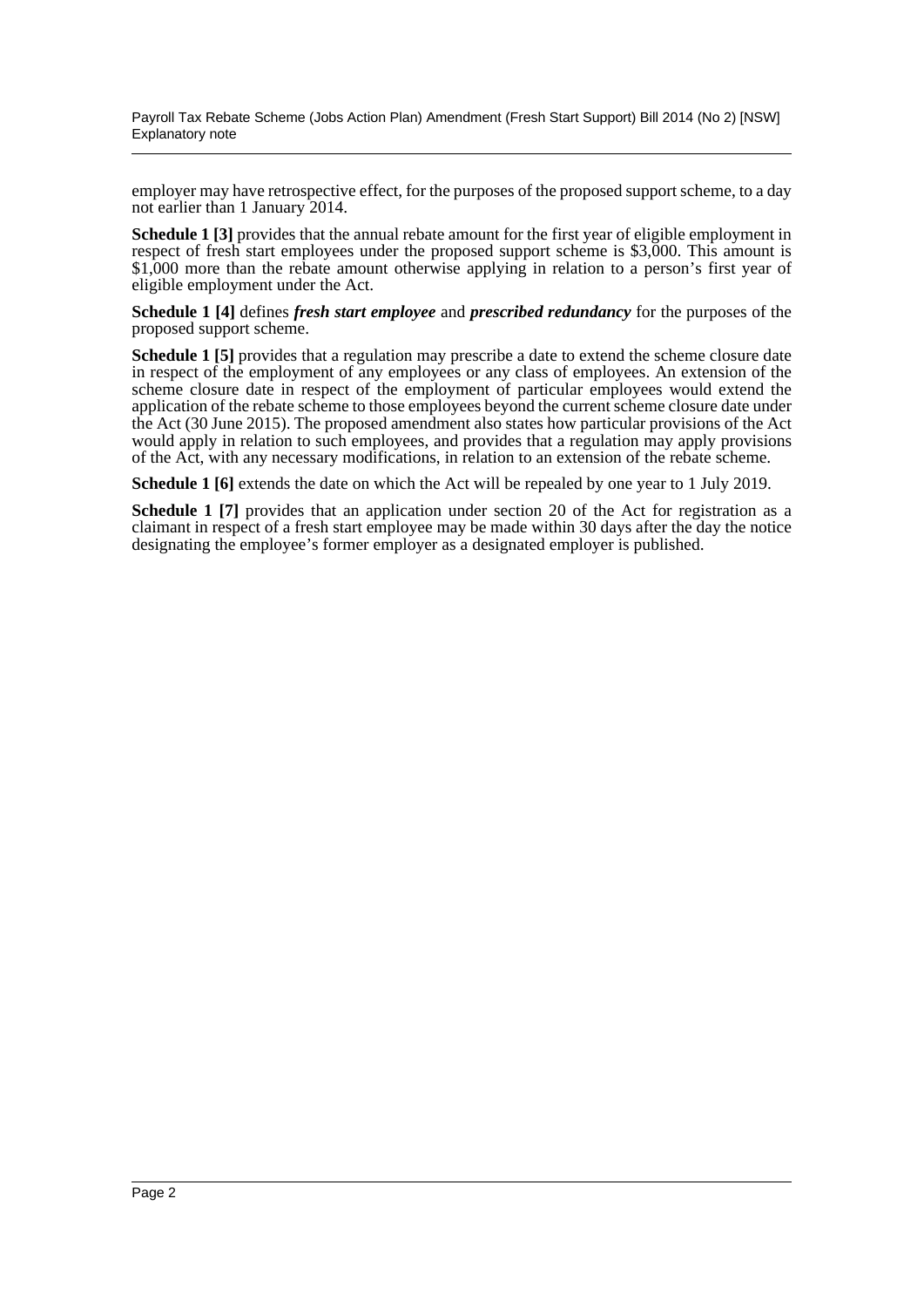employer may have retrospective effect, for the purposes of the proposed support scheme, to a day not earlier than 1 January 2014.

**Schedule 1 [3]** provides that the annual rebate amount for the first year of eligible employment in respect of fresh start employees under the proposed support scheme is $3,000. This amount is $1,000 more than the rebate amount otherwise applying in relation to a person's first year of eligible employment under the Act.

**Schedule 1 [4]** defines ***fresh start employee*** and ***prescribed redundancy*** for the purposes of the proposed support scheme.

**Schedule 1 [5]** provides that a regulation may prescribe a date to extend the scheme closure date in respect of the employment of any employees or any class of employees. An extension of the scheme closure date in respect of the employment of particular employees would extend the application of the rebate scheme to those employees beyond the current scheme closure date under the Act (30 June 2015). The proposed amendment also states how particular provisions of the Act would apply in relation to such employees, and provides that a regulation may apply provisions of the Act, with any necessary modifications, in relation to an extension of the rebate scheme.

**Schedule 1 [6]** extends the date on which the Act will be repealed by one year to 1 July 2019.

**Schedule 1 [7]** provides that an application under section 20 of the Act for registration as a claimant in respect of a fresh start employee may be made within 30 days after the day the notice designating the employee's former employer as a designated employer is published.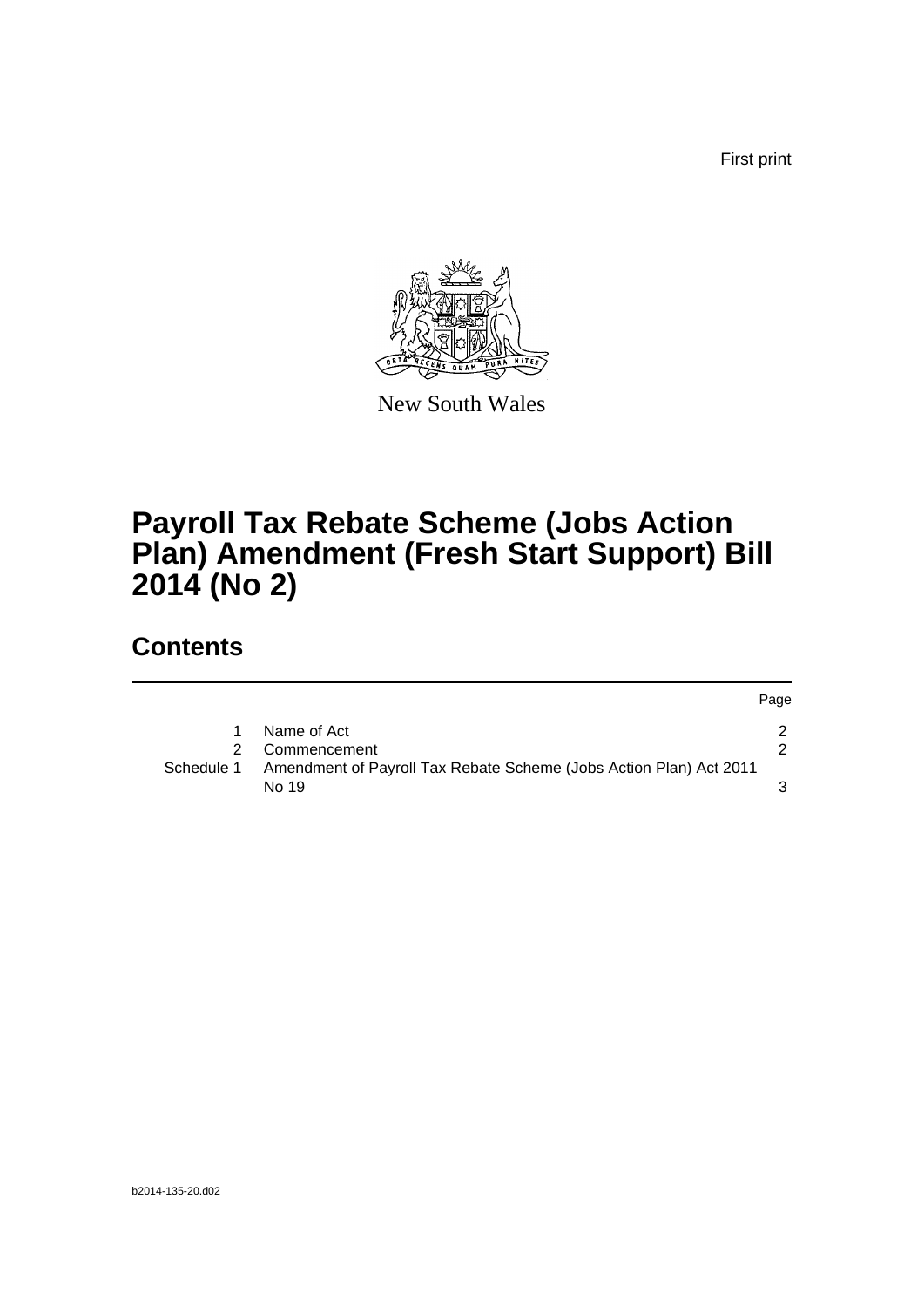First print

New South Wales

# Payroll Tax Rebate Scheme (Jobs Action Plan) Amendment (Fresh Start Support) Bill 2014 (No 2)

## Contents

| | | Page |
|---|---|---|
| 1 | Name of Act | 2 |
| 2 | Commencement | 2 |
| Schedule 1 | Amendment of Payroll Tax Rebate Scheme (Jobs Action Plan) Act 2011 No 19 | 3 |

b2014-135-20.d02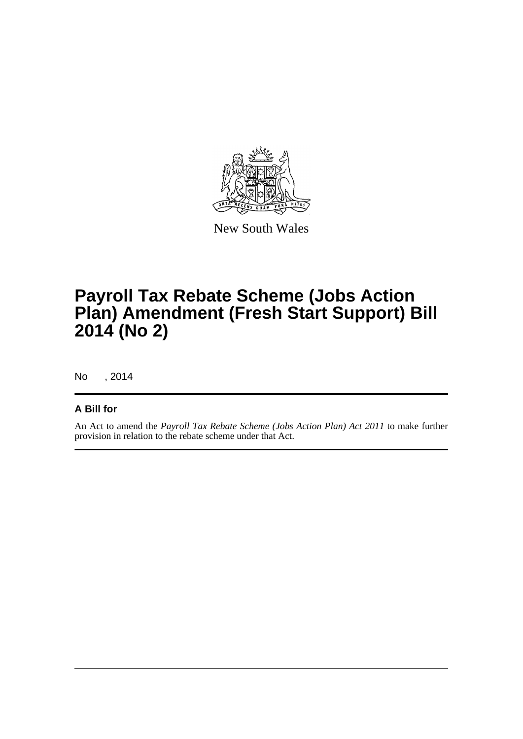New South Wales

# Payroll Tax Rebate Scheme (Jobs Action Plan) Amendment (Fresh Start Support) Bill 2014 (No 2)

No , 2014

## A Bill for

An Act to amend the *Payroll Tax Rebate Scheme (Jobs Action Plan) Act 2011* to make further provision in relation to the rebate scheme under that Act.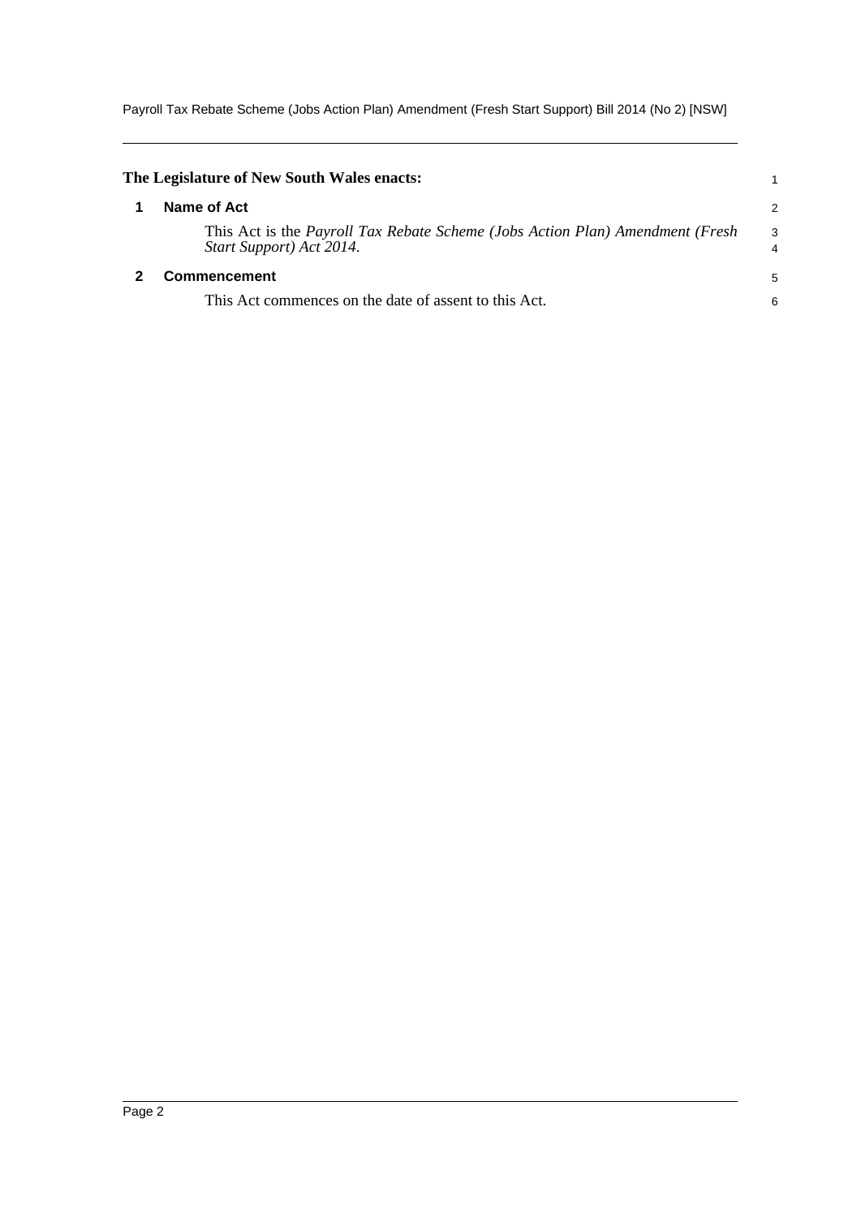**The Legislature of New South Wales enacts:**

## 1 Name of Act

This Act is the *Payroll Tax Rebate Scheme (Jobs Action Plan) Amendment (Fresh Start Support) Act 2014*.

## 2 Commencement

This Act commences on the date of assent to this Act.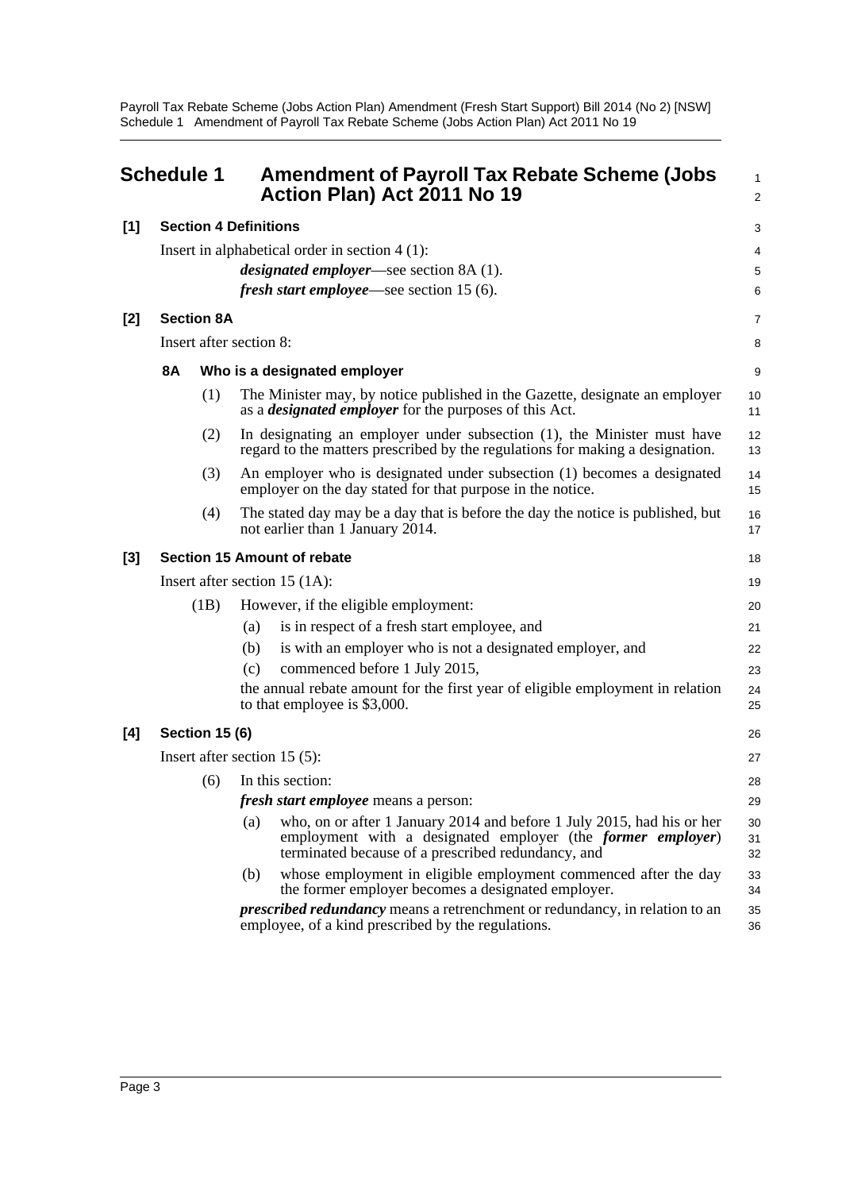# Schedule 1 Amendment of Payroll Tax Rebate Scheme (Jobs Action Plan) Act 2011 No 19

**[1] Section 4 Definitions**

Insert in alphabetical order in section 4 (1):

***designated employer***—see section 8A (1).

***fresh start employee***—see section 15 (6).

**[2] Section 8A**

Insert after section 8:

**8A Who is a designated employer**

(1) The Minister may, by notice published in the Gazette, designate an employer as a ***designated employer*** for the purposes of this Act.

(2) In designating an employer under subsection (1), the Minister must have regard to the matters prescribed by the regulations for making a designation.

(3) An employer who is designated under subsection (1) becomes a designated employer on the day stated for that purpose in the notice.

(4) The stated day may be a day that is before the day the notice is published, but not earlier than 1 January 2014.

**[3] Section 15 Amount of rebate**

Insert after section 15 (1A):

(1B) However, if the eligible employment:

(a) is in respect of a fresh start employee, and

(b) is with an employer who is not a designated employer, and

(c) commenced before 1 July 2015,

the annual rebate amount for the first year of eligible employment in relation to that employee is $3,000.

**[4] Section 15 (6)**

Insert after section 15 (5):

(6) In this section:

***fresh start employee*** means a person:

(a) who, on or after 1 January 2014 and before 1 July 2015, had his or her employment with a designated employer (the ***former employer***) terminated because of a prescribed redundancy, and

(b) whose employment in eligible employment commenced after the day the former employer becomes a designated employer.

***prescribed redundancy*** means a retrenchment or redundancy, in relation to an employee, of a kind prescribed by the regulations.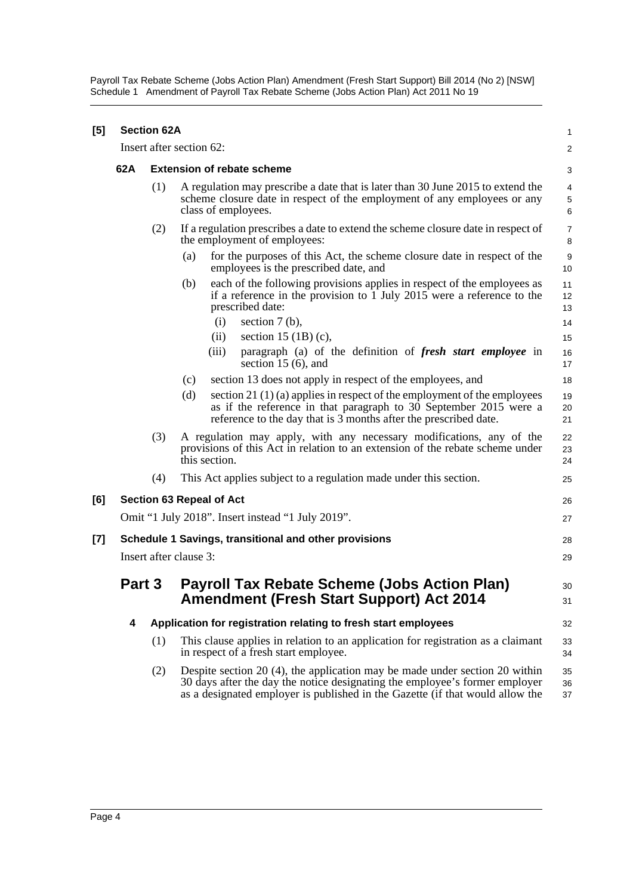**[5] Section 62A**

Insert after section 62:

### 62A Extension of rebate scheme

(1) A regulation may prescribe a date that is later than 30 June 2015 to extend the scheme closure date in respect of the employment of any employees or any class of employees.

(2) If a regulation prescribes a date to extend the scheme closure date in respect of the employment of employees:

- (a) for the purposes of this Act, the scheme closure date in respect of the employees is the prescribed date, and
- (b) each of the following provisions applies in respect of the employees as if a reference in the provision to 1 July 2015 were a reference to the prescribed date:
  - (i) section 7 (b),
  - (ii) section 15 (1B) (c),
  - (iii) paragraph (a) of the definition of ***fresh start employee*** in section 15 (6), and
- (c) section 13 does not apply in respect of the employees, and
- (d) section 21 (1) (a) applies in respect of the employment of the employees as if the reference in that paragraph to 30 September 2015 were a reference to the day that is 3 months after the prescribed date.

(3) A regulation may apply, with any necessary modifications, any of the provisions of this Act in relation to an extension of the rebate scheme under this section.

(4) This Act applies subject to a regulation made under this section.

**[6] Section 63 Repeal of Act**

Omit "1 July 2018". Insert instead "1 July 2019".

**[7] Schedule 1 Savings, transitional and other provisions**

Insert after clause 3:

## Part 3 Payroll Tax Rebate Scheme (Jobs Action Plan) Amendment (Fresh Start Support) Act 2014

### 4 Application for registration relating to fresh start employees

(1) This clause applies in relation to an application for registration as a claimant in respect of a fresh start employee.

(2) Despite section 20 (4), the application may be made under section 20 within 30 days after the day the notice designating the employee's former employer as a designated employer is published in the Gazette (if that would allow the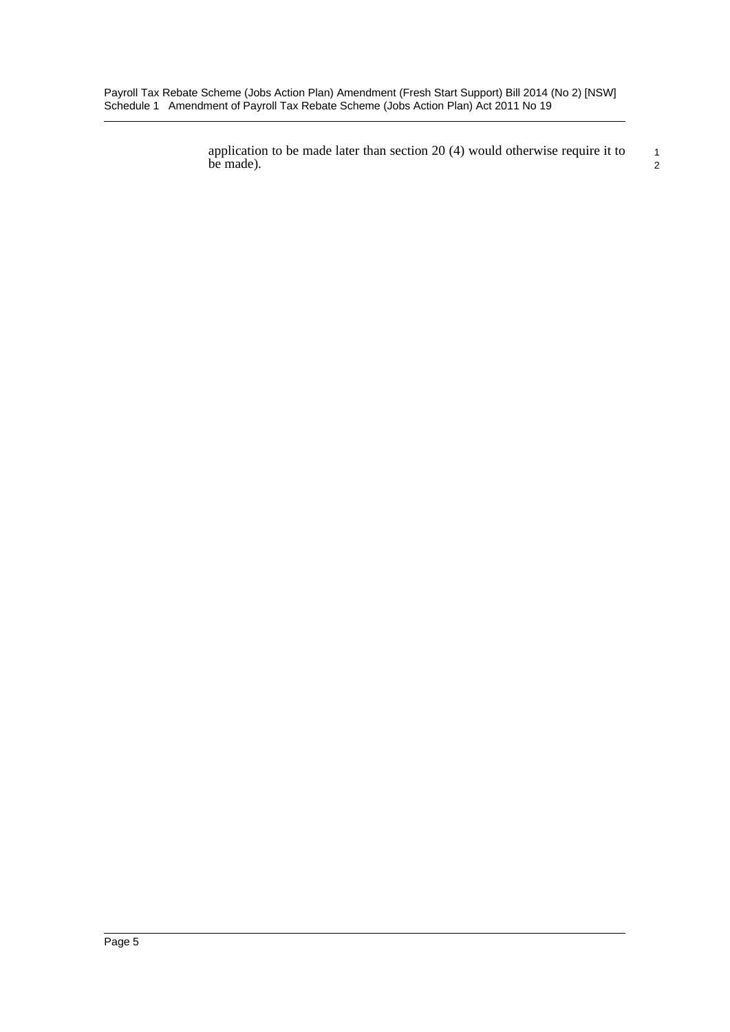application to be made later than section 20 (4) would otherwise require it to be made).